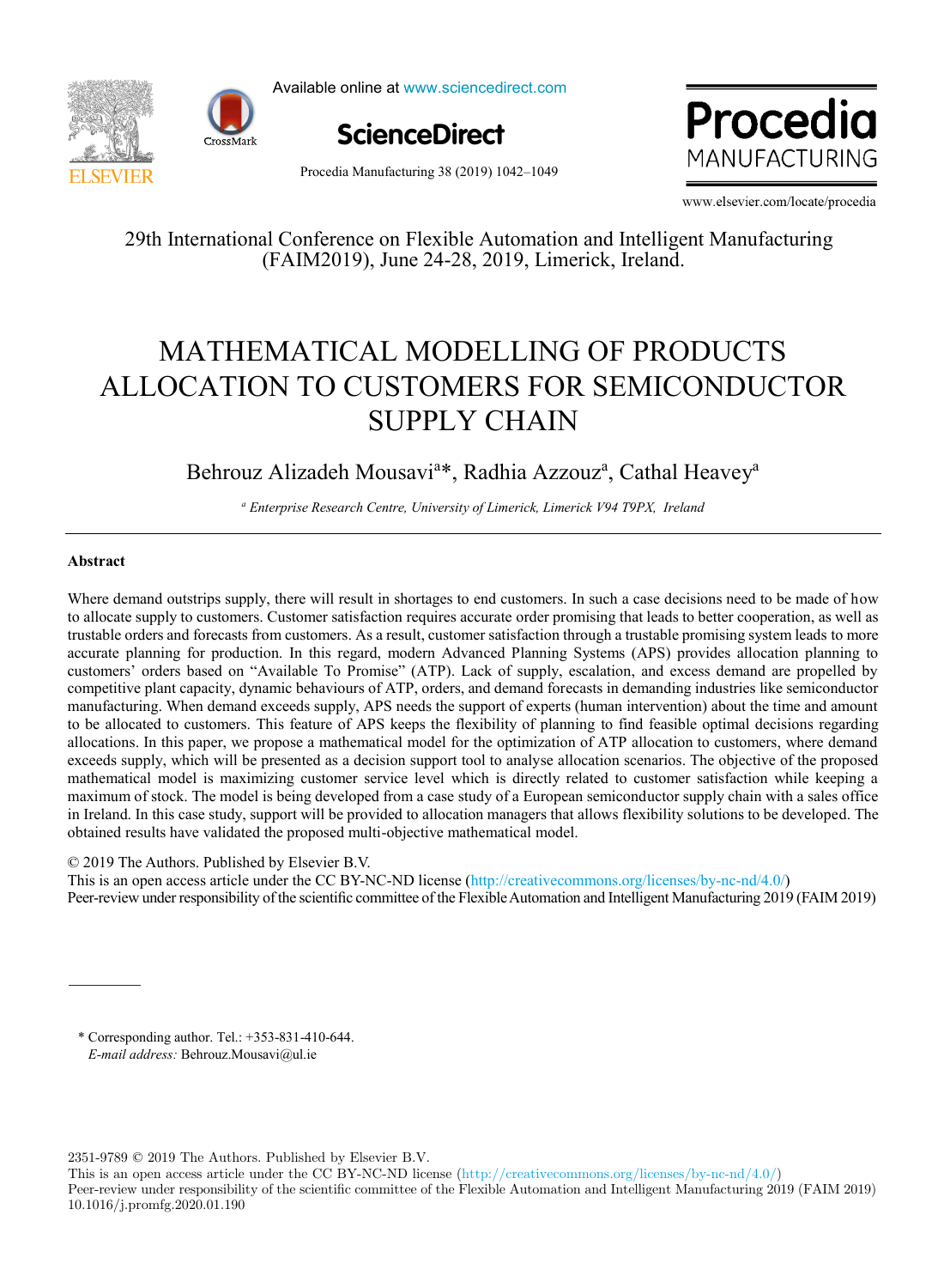29th International Conference on Flexible Automation and Intelligent Manufacturing (FAIM2019), June 24-28, 2019, Limerick, Ireland.

# MATHEMATICAL MODELLING OF PRODUCTS ALLOCATION TO CUSTOMERS FOR SEMICONDUCTOR SUPPLY CHAIN

Behrouz Alizadeh Mousavi[a]*, Radhia Azzouz[a], Cathal Heavey[a]

[a] *Enterprise Research Centre, University of Limerick, Limerick V94 T9PX, Ireland*

## Abstract

Where demand outstrips supply, there will result in shortages to end customers. In such a case decisions need to be made of how to allocate supply to customers. Customer satisfaction requires accurate order promising that leads to better cooperation, as well as trustable orders and forecasts from customers. As a result, customer satisfaction through a trustable promising system leads to more accurate planning for production. In this regard, modern Advanced Planning Systems (APS) provides allocation planning to customers' orders based on "Available To Promise" (ATP). Lack of supply, escalation, and excess demand are propelled by competitive plant capacity, dynamic behaviours of ATP, orders, and demand forecasts in demanding industries like semiconductor manufacturing. When demand exceeds supply, APS needs the support of experts (human intervention) about the time and amount to be allocated to customers. This feature of APS keeps the flexibility of planning to find feasible optimal decisions regarding allocations. In this paper, we propose a mathematical model for the optimization of ATP allocation to customers, where demand exceeds supply, which will be presented as a decision support tool to analyse allocation scenarios. The objective of the proposed mathematical model is maximizing customer service level which is directly related to customer satisfaction while keeping a maximum of stock. The model is being developed from a case study of a European semiconductor supply chain with a sales office in Ireland. In this case study, support will be provided to allocation managers that allows flexibility solutions to be developed. The obtained results have validated the proposed multi-objective mathematical model.

© 2019 The Authors. Published by Elsevier B.V.
This is an open access article under the CC BY-NC-ND license (http://creativecommons.org/licenses/by-nc-nd/4.0/)
Peer-review under responsibility of the scientific committee of the Flexible Automation and Intelligent Manufacturing 2019 (FAIM 2019)

---

\* Corresponding author. Tel.: +353-831-410-644.
*E-mail address:* Behrouz.Mousavi@ul.ie

2351-9789 © 2019 The Authors. Published by Elsevier B.V.
This is an open access article under the CC BY-NC-ND license (http://creativecommons.org/licenses/by-nc-nd/4.0/)
Peer-review under responsibility of the scientific committee of the Flexible Automation and Intelligent Manufacturing 2019 (FAIM 2019)
10.1016/j.promfg.2020.01.190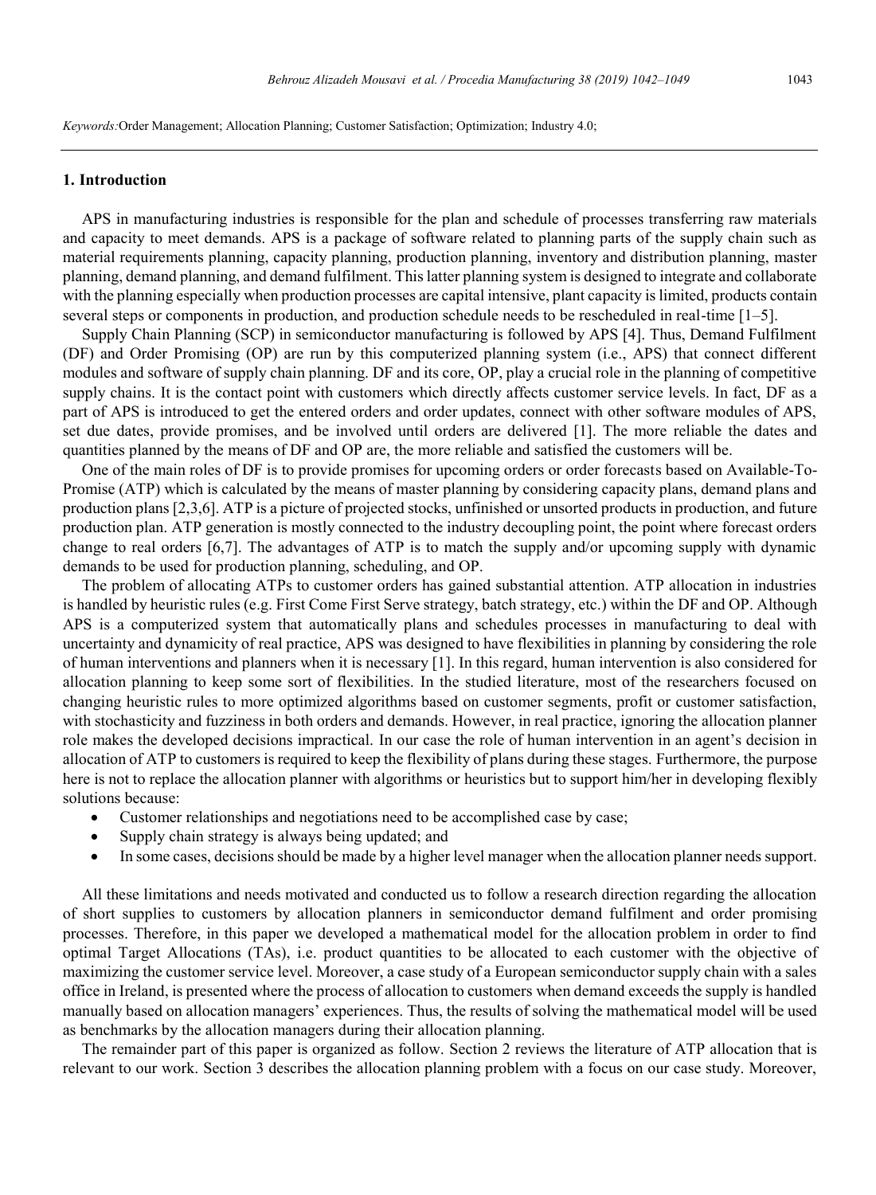*Keywords:* Order Management; Allocation Planning; Customer Satisfaction; Optimization; Industry 4.0;

## 1. Introduction

APS in manufacturing industries is responsible for the plan and schedule of processes transferring raw materials and capacity to meet demands. APS is a package of software related to planning parts of the supply chain such as material requirements planning, capacity planning, production planning, inventory and distribution planning, master planning, demand planning, and demand fulfilment. This latter planning system is designed to integrate and collaborate with the planning especially when production processes are capital intensive, plant capacity is limited, products contain several steps or components in production, and production schedule needs to be rescheduled in real-time [1–5].

Supply Chain Planning (SCP) in semiconductor manufacturing is followed by APS [4]. Thus, Demand Fulfilment (DF) and Order Promising (OP) are run by this computerized planning system (i.e., APS) that connect different modules and software of supply chain planning. DF and its core, OP, play a crucial role in the planning of competitive supply chains. It is the contact point with customers which directly affects customer service levels. In fact, DF as a part of APS is introduced to get the entered orders and order updates, connect with other software modules of APS, set due dates, provide promises, and be involved until orders are delivered [1]. The more reliable the dates and quantities planned by the means of DF and OP are, the more reliable and satisfied the customers will be.

One of the main roles of DF is to provide promises for upcoming orders or order forecasts based on Available-To-Promise (ATP) which is calculated by the means of master planning by considering capacity plans, demand plans and production plans [2,3,6]. ATP is a picture of projected stocks, unfinished or unsorted products in production, and future production plan. ATP generation is mostly connected to the industry decoupling point, the point where forecast orders change to real orders [6,7]. The advantages of ATP is to match the supply and/or upcoming supply with dynamic demands to be used for production planning, scheduling, and OP.

The problem of allocating ATPs to customer orders has gained substantial attention. ATP allocation in industries is handled by heuristic rules (e.g. First Come First Serve strategy, batch strategy, etc.) within the DF and OP. Although APS is a computerized system that automatically plans and schedules processes in manufacturing to deal with uncertainty and dynamicity of real practice, APS was designed to have flexibilities in planning by considering the role of human interventions and planners when it is necessary [1]. In this regard, human intervention is also considered for allocation planning to keep some sort of flexibilities. In the studied literature, most of the researchers focused on changing heuristic rules to more optimized algorithms based on customer segments, profit or customer satisfaction, with stochasticity and fuzziness in both orders and demands. However, in real practice, ignoring the allocation planner role makes the developed decisions impractical. In our case the role of human intervention in an agent's decision in allocation of ATP to customers is required to keep the flexibility of plans during these stages. Furthermore, the purpose here is not to replace the allocation planner with algorithms or heuristics but to support him/her in developing flexibly solutions because:

- Customer relationships and negotiations need to be accomplished case by case;
- Supply chain strategy is always being updated; and
- In some cases, decisions should be made by a higher level manager when the allocation planner needs support.

All these limitations and needs motivated and conducted us to follow a research direction regarding the allocation of short supplies to customers by allocation planners in semiconductor demand fulfilment and order promising processes. Therefore, in this paper we developed a mathematical model for the allocation problem in order to find optimal Target Allocations (TAs), i.e. product quantities to be allocated to each customer with the objective of maximizing the customer service level. Moreover, a case study of a European semiconductor supply chain with a sales office in Ireland, is presented where the process of allocation to customers when demand exceeds the supply is handled manually based on allocation managers' experiences. Thus, the results of solving the mathematical model will be used as benchmarks by the allocation managers during their allocation planning.

The remainder part of this paper is organized as follow. Section 2 reviews the literature of ATP allocation that is relevant to our work. Section 3 describes the allocation planning problem with a focus on our case study. Moreover,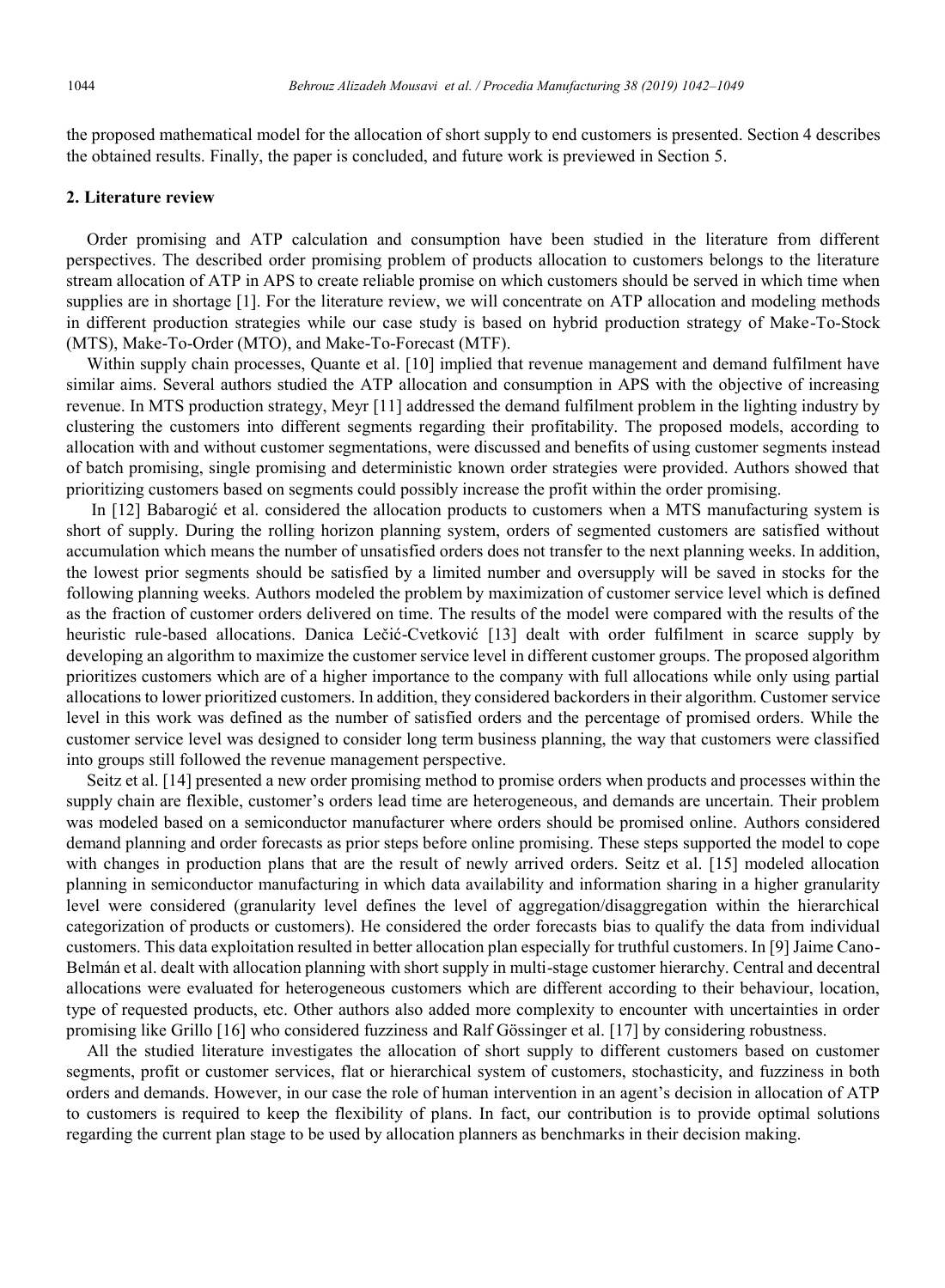the proposed mathematical model for the allocation of short supply to end customers is presented. Section 4 describes the obtained results. Finally, the paper is concluded, and future work is previewed in Section 5.

## 2. Literature review

Order promising and ATP calculation and consumption have been studied in the literature from different perspectives. The described order promising problem of products allocation to customers belongs to the literature stream allocation of ATP in APS to create reliable promise on which customers should be served in which time when supplies are in shortage [1]. For the literature review, we will concentrate on ATP allocation and modeling methods in different production strategies while our case study is based on hybrid production strategy of Make-To-Stock (MTS), Make-To-Order (MTO), and Make-To-Forecast (MTF).

Within supply chain processes, Quante et al. [10] implied that revenue management and demand fulfilment have similar aims. Several authors studied the ATP allocation and consumption in APS with the objective of increasing revenue. In MTS production strategy, Meyr [11] addressed the demand fulfilment problem in the lighting industry by clustering the customers into different segments regarding their profitability. The proposed models, according to allocation with and without customer segmentations, were discussed and benefits of using customer segments instead of batch promising, single promising and deterministic known order strategies were provided. Authors showed that prioritizing customers based on segments could possibly increase the profit within the order promising.

In [12] Babarogić et al. considered the allocation products to customers when a MTS manufacturing system is short of supply. During the rolling horizon planning system, orders of segmented customers are satisfied without accumulation which means the number of unsatisfied orders does not transfer to the next planning weeks. In addition, the lowest prior segments should be satisfied by a limited number and oversupply will be saved in stocks for the following planning weeks. Authors modeled the problem by maximization of customer service level which is defined as the fraction of customer orders delivered on time. The results of the model were compared with the results of the heuristic rule-based allocations. Danica Lečić-Cvetković [13] dealt with order fulfilment in scarce supply by developing an algorithm to maximize the customer service level in different customer groups. The proposed algorithm prioritizes customers which are of a higher importance to the company with full allocations while only using partial allocations to lower prioritized customers. In addition, they considered backorders in their algorithm. Customer service level in this work was defined as the number of satisfied orders and the percentage of promised orders. While the customer service level was designed to consider long term business planning, the way that customers were classified into groups still followed the revenue management perspective.

Seitz et al. [14] presented a new order promising method to promise orders when products and processes within the supply chain are flexible, customer's orders lead time are heterogeneous, and demands are uncertain. Their problem was modeled based on a semiconductor manufacturer where orders should be promised online. Authors considered demand planning and order forecasts as prior steps before online promising. These steps supported the model to cope with changes in production plans that are the result of newly arrived orders. Seitz et al. [15] modeled allocation planning in semiconductor manufacturing in which data availability and information sharing in a higher granularity level were considered (granularity level defines the level of aggregation/disaggregation within the hierarchical categorization of products or customers). He considered the order forecasts bias to qualify the data from individual customers. This data exploitation resulted in better allocation plan especially for truthful customers. In [9] Jaime Cano-Belmán et al. dealt with allocation planning with short supply in multi-stage customer hierarchy. Central and decentral allocations were evaluated for heterogeneous customers which are different according to their behaviour, location, type of requested products, etc. Other authors also added more complexity to encounter with uncertainties in order promising like Grillo [16] who considered fuzziness and Ralf Gössinger et al. [17] by considering robustness.

All the studied literature investigates the allocation of short supply to different customers based on customer segments, profit or customer services, flat or hierarchical system of customers, stochasticity, and fuzziness in both orders and demands. However, in our case the role of human intervention in an agent's decision in allocation of ATP to customers is required to keep the flexibility of plans. In fact, our contribution is to provide optimal solutions regarding the current plan stage to be used by allocation planners as benchmarks in their decision making.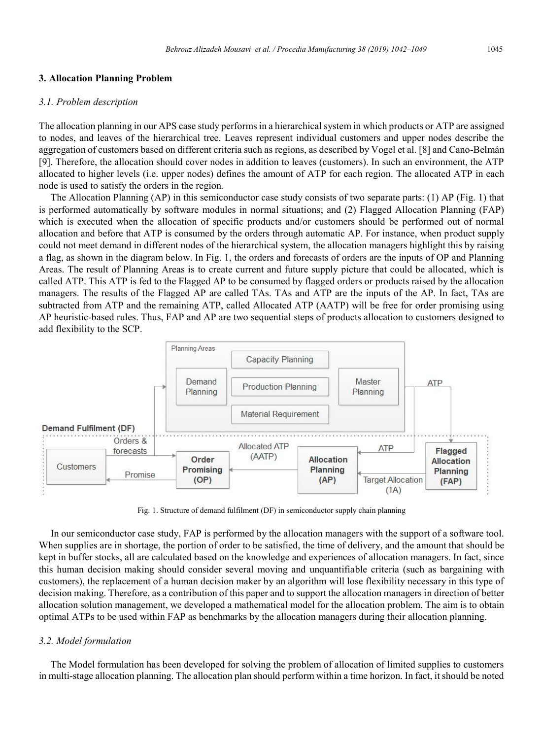## 3. Allocation Planning Problem

### *3.1. Problem description*

The allocation planning in our APS case study performs in a hierarchical system in which products or ATP are assigned to nodes, and leaves of the hierarchical tree. Leaves represent individual customers and upper nodes describe the aggregation of customers based on different criteria such as regions, as described by Vogel et al. [8] and Cano-Belmán [9]. Therefore, the allocation should cover nodes in addition to leaves (customers). In such an environment, the ATP allocated to higher levels (i.e. upper nodes) defines the amount of ATP for each region. The allocated ATP in each node is used to satisfy the orders in the region.

The Allocation Planning (AP) in this semiconductor case study consists of two separate parts: (1) AP (Fig. 1) that is performed automatically by software modules in normal situations; and (2) Flagged Allocation Planning (FAP) which is executed when the allocation of specific products and/or customers should be performed out of normal allocation and before that ATP is consumed by the orders through automatic AP. For instance, when product supply could not meet demand in different nodes of the hierarchical system, the allocation managers highlight this by raising a flag, as shown in the diagram below. In Fig. 1, the orders and forecasts of orders are the inputs of OP and Planning Areas. The result of Planning Areas is to create current and future supply picture that could be allocated, which is called ATP. This ATP is fed to the Flagged AP to be consumed by flagged orders or products raised by the allocation managers. The results of the Flagged AP are called TAs. TAs and ATP are the inputs of the AP. In fact, TAs are subtracted from ATP and the remaining ATP, called Allocated ATP (AATP) will be free for order promising using AP heuristic-based rules. Thus, FAP and AP are two sequential steps of products allocation to customers designed to add flexibility to the SCP.

Fig. 1. Structure of demand fulfilment (DF) in semiconductor supply chain planning

In our semiconductor case study, FAP is performed by the allocation managers with the support of a software tool. When supplies are in shortage, the portion of order to be satisfied, the time of delivery, and the amount that should be kept in buffer stocks, all are calculated based on the knowledge and experiences of allocation managers. In fact, since this human decision making should consider several moving and unquantifiable criteria (such as bargaining with customers), the replacement of a human decision maker by an algorithm will lose flexibility necessary in this type of decision making. Therefore, as a contribution of this paper and to support the allocation managers in direction of better allocation solution management, we developed a mathematical model for the allocation problem. The aim is to obtain optimal ATPs to be used within FAP as benchmarks by the allocation managers during their allocation planning.

### *3.2. Model formulation*

The Model formulation has been developed for solving the problem of allocation of limited supplies to customers in multi-stage allocation planning. The allocation plan should perform within a time horizon. In fact, it should be noted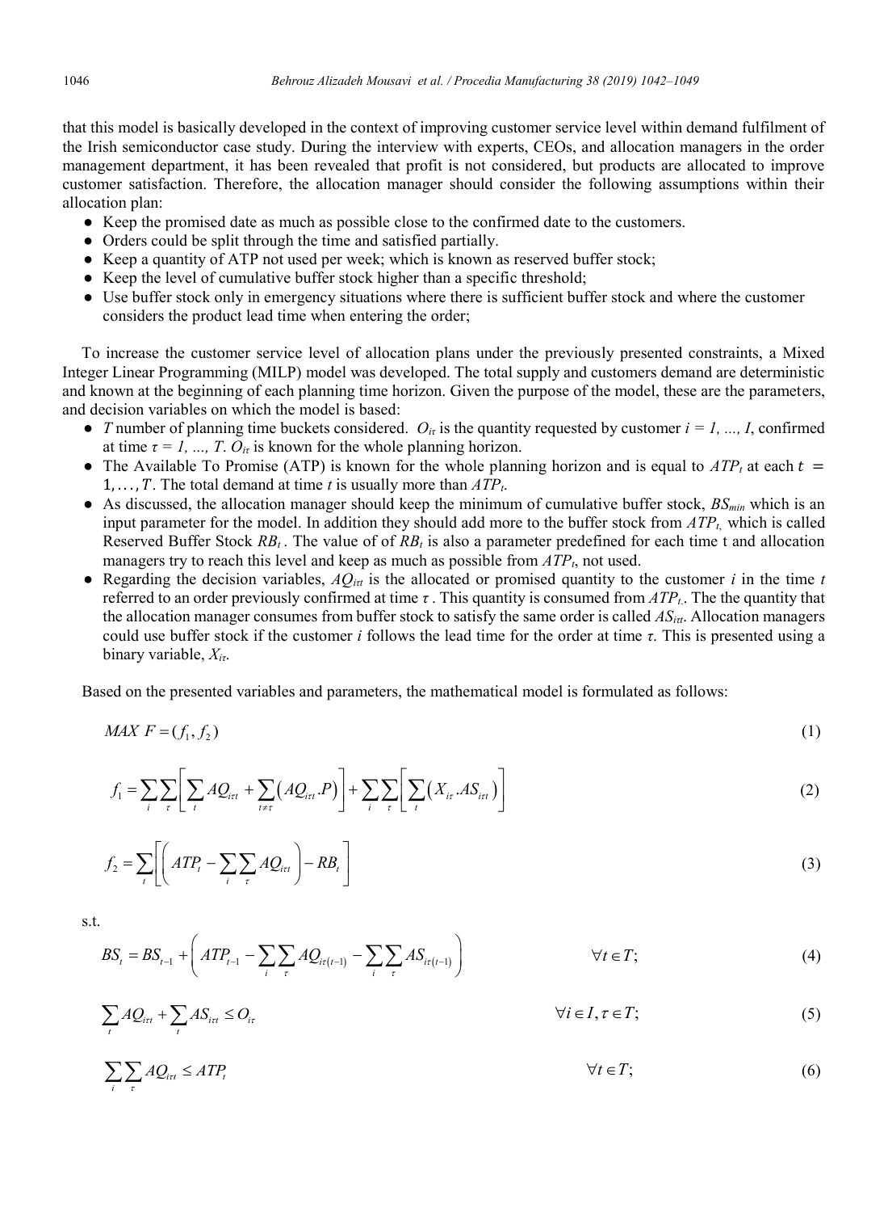that this model is basically developed in the context of improving customer service level within demand fulfilment of the Irish semiconductor case study. During the interview with experts, CEOs, and allocation managers in the order management department, it has been revealed that profit is not considered, but products are allocated to improve customer satisfaction. Therefore, the allocation manager should consider the following assumptions within their allocation plan:

- Keep the promised date as much as possible close to the confirmed date to the customers.
- Orders could be split through the time and satisfied partially.
- Keep a quantity of ATP not used per week; which is known as reserved buffer stock;
- Keep the level of cumulative buffer stock higher than a specific threshold;
- Use buffer stock only in emergency situations where there is sufficient buffer stock and where the customer considers the product lead time when entering the order;

To increase the customer service level of allocation plans under the previously presented constraints, a Mixed Integer Linear Programming (MILP) model was developed. The total supply and customers demand are deterministic and known at the beginning of each planning time horizon. Given the purpose of the model, these are the parameters, and decision variables on which the model is based:

- $T$ number of planning time buckets considered. $O_{i\tau}$ is the quantity requested by customer $i = 1, ..., I$, confirmed at time $\tau = 1, ..., T$. $O_{i\tau}$ is known for the whole planning horizon.
- The Available To Promise (ATP) is known for the whole planning horizon and is equal to $ATP_t$ at each $t = 1, \ldots, T$. The total demand at time $t$ is usually more than $ATP_t$.
- As discussed, the allocation manager should keep the minimum of cumulative buffer stock, $BS_{min}$ which is an input parameter for the model. In addition they should add more to the buffer stock from $ATP_t$, which is called Reserved Buffer Stock $RB_t$. The value of of $RB_t$ is also a parameter predefined for each time t and allocation managers try to reach this level and keep as much as possible from $ATP_t$, not used.
- Regarding the decision variables, $AQ_{i\tau t}$ is the allocated or promised quantity to the customer $i$ in the time $t$ referred to an order previously confirmed at time $\tau$. This quantity is consumed from $ATP_t$. The the quantity that the allocation manager consumes from buffer stock to satisfy the same order is called $AS_{i\tau t}$. Allocation managers could use buffer stock if the customer $i$ follows the lead time for the order at time $\tau$. This is presented using a binary variable, $X_{i\tau}$.

Based on the presented variables and parameters, the mathematical model is formulated as follows:

$$MAX\ F = (f_1, f_2) \tag{1}$$

$$f_1 = \sum_{i}\sum_{\tau}\left[\sum_{t} AQ_{i\tau t} + \sum_{t \neq \tau}\left(AQ_{i\tau t}.P\right)\right] + \sum_{i}\sum_{\tau}\left[\sum_{t}\left(X_{i\tau}.AS_{i\tau t}\right)\right] \tag{2}$$

$$f_2 = \sum_{t}\left[\left(ATP_t - \sum_{i}\sum_{\tau} AQ_{i\tau t}\right) - RB_t\right] \tag{3}$$

s.t.

$$BS_t = BS_{t-1} + \left(ATP_{t-1} - \sum_{i}\sum_{\tau} AQ_{i\tau(t-1)} - \sum_{i}\sum_{\tau} AS_{i\tau(t-1)}\right) \qquad \forall t \in T; \tag{4}$$

$$\sum_{t} AQ_{i\tau t} + \sum_{t} AS_{i\tau t} \leq O_{i\tau} \qquad \forall i \in I, \tau \in T; \tag{5}$$

$$\sum_{i}\sum_{\tau} AQ_{i\tau t} \leq ATP_t \qquad \forall t \in T; \tag{6}$$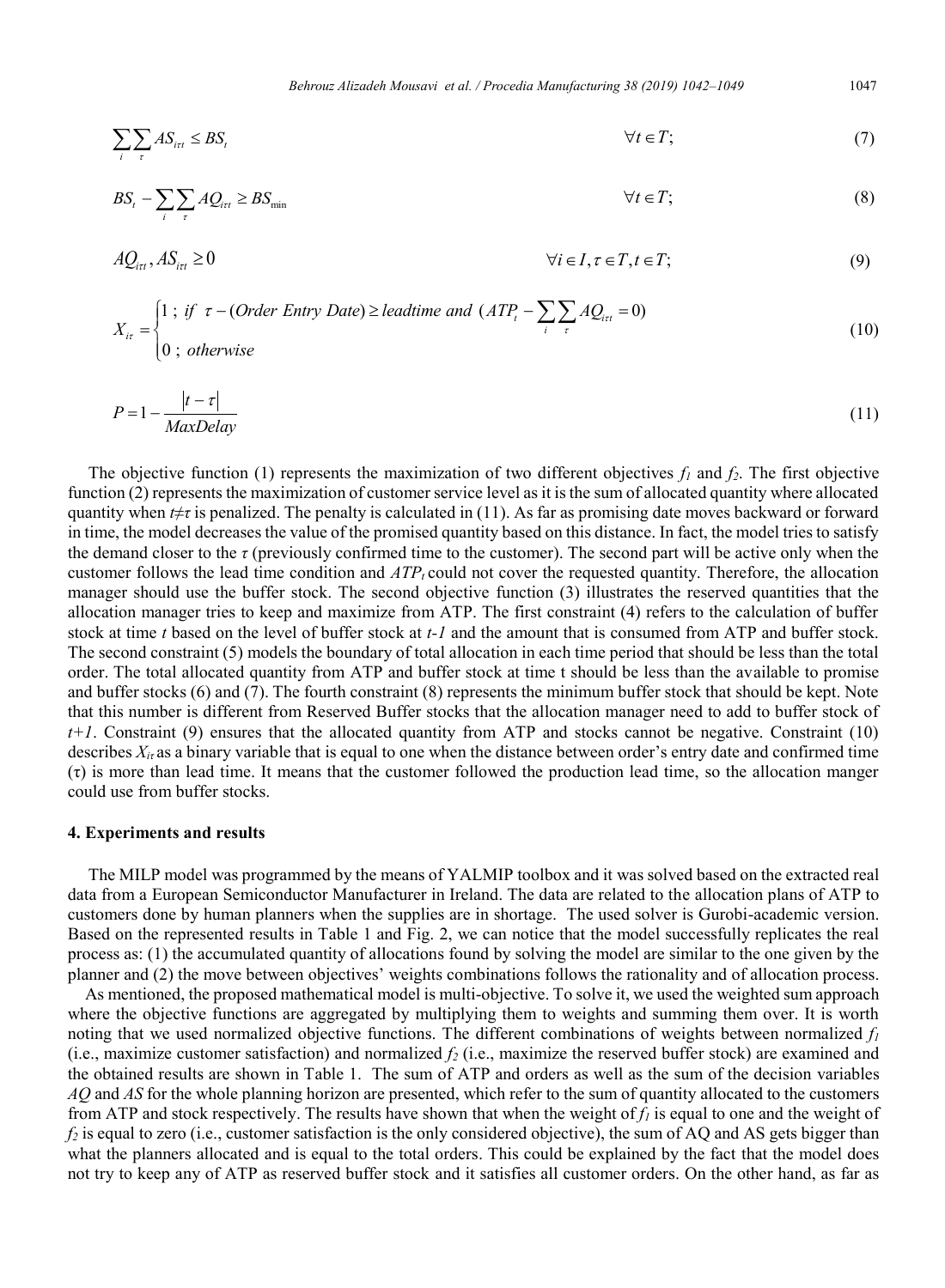$$\sum_i \sum_\tau AS_{i\tau t} \le BS_t \qquad \forall t \in T; \tag{7}$$

$$BS_t - \sum_i \sum_\tau AQ_{i\tau t} \ge BS_{\min} \qquad \forall t \in T; \tag{8}$$

$$AQ_{i\tau t}, AS_{i\tau t} \ge 0 \qquad \forall i \in I, \tau \in T, t \in T; \tag{9}$$

$$X_{i\tau} = \begin{cases} 1 \; ; \; if \;\; \tau - (Order\ Entry\ Date) \ge leadtime \; and \; (ATP_t - \sum_i \sum_\tau AQ_{i\tau t} = 0) \\ 0 \; ; \; otherwise \end{cases} \tag{10}$$

$$P = 1 - \frac{|t - \tau|}{MaxDelay} \tag{11}$$

The objective function (1) represents the maximization of two different objectives $f_1$ and $f_2$. The first objective function (2) represents the maximization of customer service level as it is the sum of allocated quantity where allocated quantity when $t \neq \tau$ is penalized. The penalty is calculated in (11). As far as promising date moves backward or forward in time, the model decreases the value of the promised quantity based on this distance. In fact, the model tries to satisfy the demand closer to the $\tau$ (previously confirmed time to the customer). The second part will be active only when the customer follows the lead time condition and $ATP_t$ could not cover the requested quantity. Therefore, the allocation manager should use the buffer stock. The second objective function (3) illustrates the reserved quantities that the allocation manager tries to keep and maximize from ATP. The first constraint (4) refers to the calculation of buffer stock at time $t$ based on the level of buffer stock at $t$-$1$ and the amount that is consumed from ATP and buffer stock. The second constraint (5) models the boundary of total allocation in each time period that should be less than the total order. The total allocated quantity from ATP and buffer stock at time t should be less than the available to promise and buffer stocks (6) and (7). The fourth constraint (8) represents the minimum buffer stock that should be kept. Note that this number is different from Reserved Buffer stocks that the allocation manager need to add to buffer stock of $t+1$. Constraint (9) ensures that the allocated quantity from ATP and stocks cannot be negative. Constraint (10) describes $X_{i\tau}$ as a binary variable that is equal to one when the distance between order's entry date and confirmed time ($\tau$) is more than lead time. It means that the customer followed the production lead time, so the allocation manger could use from buffer stocks.

## 4. Experiments and results

The MILP model was programmed by the means of YALMIP toolbox and it was solved based on the extracted real data from a European Semiconductor Manufacturer in Ireland. The data are related to the allocation plans of ATP to customers done by human planners when the supplies are in shortage. The used solver is Gurobi-academic version. Based on the represented results in Table 1 and Fig. 2, we can notice that the model successfully replicates the real process as: (1) the accumulated quantity of allocations found by solving the model are similar to the one given by the planner and (2) the move between objectives' weights combinations follows the rationality and of allocation process.

As mentioned, the proposed mathematical model is multi-objective. To solve it, we used the weighted sum approach where the objective functions are aggregated by multiplying them to weights and summing them over. It is worth noting that we used normalized objective functions. The different combinations of weights between normalized $f_1$ (i.e., maximize customer satisfaction) and normalized $f_2$ (i.e., maximize the reserved buffer stock) are examined and the obtained results are shown in Table 1. The sum of ATP and orders as well as the sum of the decision variables $AQ$ and $AS$ for the whole planning horizon are presented, which refer to the sum of quantity allocated to the customers from ATP and stock respectively. The results have shown that when the weight of $f_1$ is equal to one and the weight of $f_2$ is equal to zero (i.e., customer satisfaction is the only considered objective), the sum of AQ and AS gets bigger than what the planners allocated and is equal to the total orders. This could be explained by the fact that the model does not try to keep any of ATP as reserved buffer stock and it satisfies all customer orders. On the other hand, as far as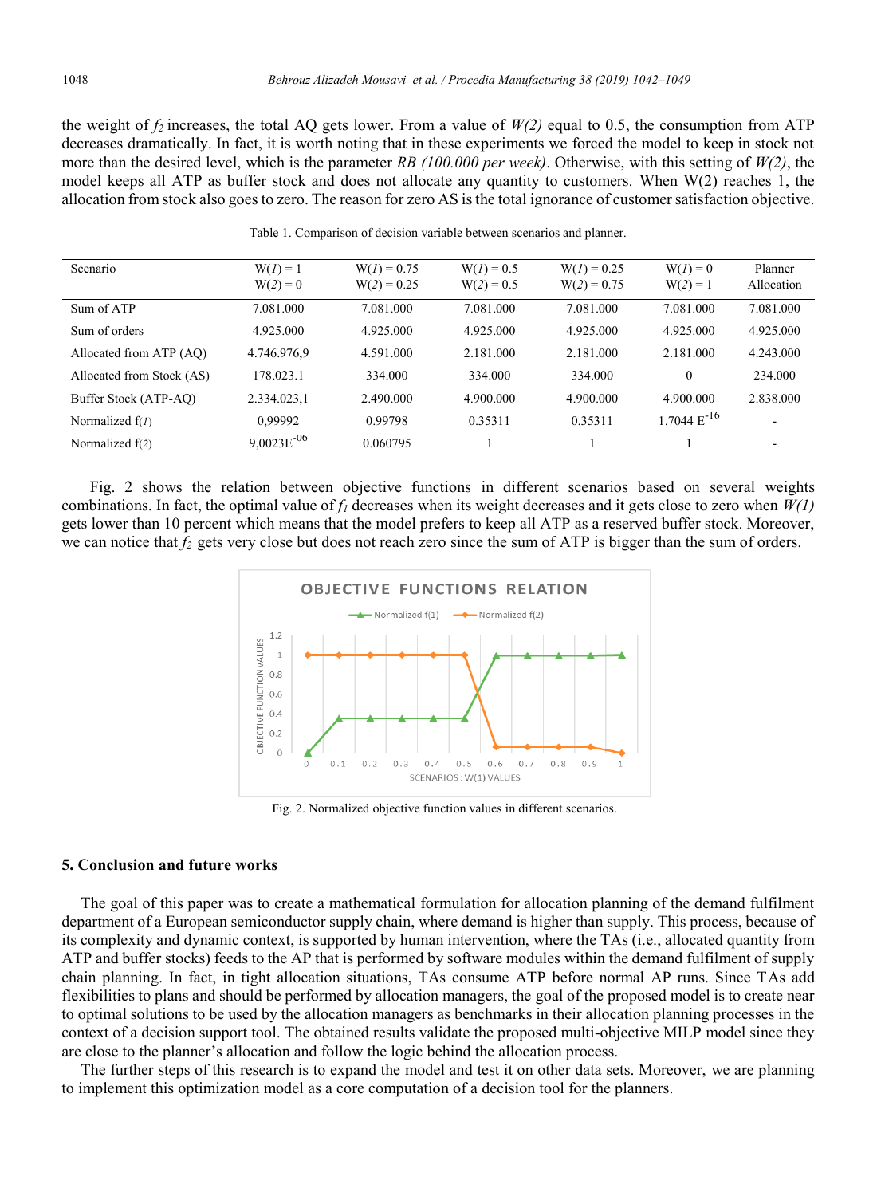the weight of $f_2$ increases, the total AQ gets lower. From a value of $W(2)$ equal to 0.5, the consumption from ATP decreases dramatically. In fact, it is worth noting that in these experiments we forced the model to keep in stock not more than the desired level, which is the parameter *RB (100.000 per week)*. Otherwise, with this setting of $W(2)$, the model keeps all ATP as buffer stock and does not allocate any quantity to customers. When W(2) reaches 1, the allocation from stock also goes to zero. The reason for zero AS is the total ignorance of customer satisfaction objective.

Table 1. Comparison of decision variable between scenarios and planner.

| Scenario | $W(1) = 1$ $W(2) = 0$ | $W(1) = 0.75$ $W(2) = 0.25$ | $W(1) = 0.5$ $W(2) = 0.5$ | $W(1) = 0.25$ $W(2) = 0.75$ | $W(1) = 0$ $W(2) = 1$ | Planner Allocation |
|---|---|---|---|---|---|---|
| Sum of ATP | 7.081.000 | 7.081.000 | 7.081.000 | 7.081.000 | 7.081.000 | 7.081.000 |
| Sum of orders | 4.925.000 | 4.925.000 | 4.925.000 | 4.925.000 | 4.925.000 | 4.925.000 |
| Allocated from ATP (AQ) | 4.746.976,9 | 4.591.000 | 2.181.000 | 2.181.000 | 2.181.000 | 4.243.000 |
| Allocated from Stock (AS) | 178.023.1 | 334.000 | 334.000 | 334.000 | 0 | 234.000 |
| Buffer Stock (ATP-AQ) | 2.334.023,1 | 2.490.000 | 4.900.000 | 4.900.000 | 4.900.000 | 2.838.000 |
| Normalized f(1) | 0,99992 | 0.99798 | 0.35311 | 0.35311 | 1.7044 $E^{-16}$ | - |
| Normalized f(2) | 9,0023$E^{-06}$ | 0.060795 | 1 | 1 | 1 | - |

Fig. 2 shows the relation between objective functions in different scenarios based on several weights combinations. In fact, the optimal value of $f_1$ decreases when its weight decreases and it gets close to zero when $W(1)$ gets lower than 10 percent which means that the model prefers to keep all ATP as a reserved buffer stock. Moreover, we can notice that $f_2$ gets very close but does not reach zero since the sum of ATP is bigger than the sum of orders.

Fig. 2. Normalized objective function values in different scenarios.

## 5. Conclusion and future works

The goal of this paper was to create a mathematical formulation for allocation planning of the demand fulfilment department of a European semiconductor supply chain, where demand is higher than supply. This process, because of its complexity and dynamic context, is supported by human intervention, where the TAs (i.e., allocated quantity from ATP and buffer stocks) feeds to the AP that is performed by software modules within the demand fulfilment of supply chain planning. In fact, in tight allocation situations, TAs consume ATP before normal AP runs. Since TAs add flexibilities to plans and should be performed by allocation managers, the goal of the proposed model is to create near to optimal solutions to be used by the allocation managers as benchmarks in their allocation planning processes in the context of a decision support tool. The obtained results validate the proposed multi-objective MILP model since they are close to the planner's allocation and follow the logic behind the allocation process.

The further steps of this research is to expand the model and test it on other data sets. Moreover, we are planning to implement this optimization model as a core computation of a decision tool for the planners.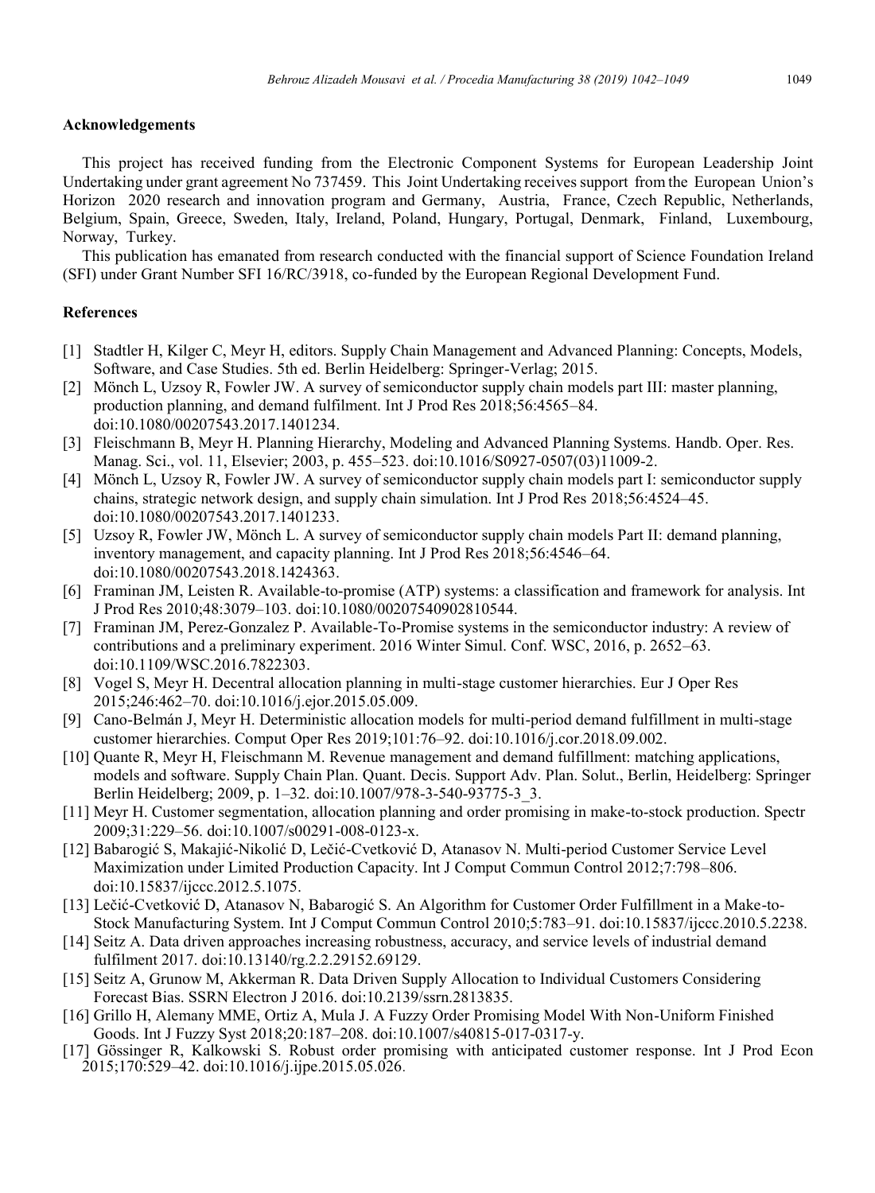## Acknowledgements

This project has received funding from the Electronic Component Systems for European Leadership Joint Undertaking under grant agreement No 737459. This Joint Undertaking receives support from the European Union's Horizon 2020 research and innovation program and Germany, Austria, France, Czech Republic, Netherlands, Belgium, Spain, Greece, Sweden, Italy, Ireland, Poland, Hungary, Portugal, Denmark, Finland, Luxembourg, Norway, Turkey.

This publication has emanated from research conducted with the financial support of Science Foundation Ireland (SFI) under Grant Number SFI 16/RC/3918, co-funded by the European Regional Development Fund.

## References

[1] Stadtler H, Kilger C, Meyr H, editors. Supply Chain Management and Advanced Planning: Concepts, Models, Software, and Case Studies. 5th ed. Berlin Heidelberg: Springer-Verlag; 2015.

[2] Mönch L, Uzsoy R, Fowler JW. A survey of semiconductor supply chain models part III: master planning, production planning, and demand fulfilment. Int J Prod Res 2018;56:4565–84. doi:10.1080/00207543.2017.1401234.

[3] Fleischmann B, Meyr H. Planning Hierarchy, Modeling and Advanced Planning Systems. Handb. Oper. Res. Manag. Sci., vol. 11, Elsevier; 2003, p. 455–523. doi:10.1016/S0927-0507(03)11009-2.

[4] Mönch L, Uzsoy R, Fowler JW. A survey of semiconductor supply chain models part I: semiconductor supply chains, strategic network design, and supply chain simulation. Int J Prod Res 2018;56:4524–45. doi:10.1080/00207543.2017.1401233.

[5] Uzsoy R, Fowler JW, Mönch L. A survey of semiconductor supply chain models Part II: demand planning, inventory management, and capacity planning. Int J Prod Res 2018;56:4546–64. doi:10.1080/00207543.2018.1424363.

[6] Framinan JM, Leisten R. Available-to-promise (ATP) systems: a classification and framework for analysis. Int J Prod Res 2010;48:3079–103. doi:10.1080/00207540902810544.

[7] Framinan JM, Perez-Gonzalez P. Available-To-Promise systems in the semiconductor industry: A review of contributions and a preliminary experiment. 2016 Winter Simul. Conf. WSC, 2016, p. 2652–63. doi:10.1109/WSC.2016.7822303.

[8] Vogel S, Meyr H. Decentral allocation planning in multi-stage customer hierarchies. Eur J Oper Res 2015;246:462–70. doi:10.1016/j.ejor.2015.05.009.

[9] Cano-Belmán J, Meyr H. Deterministic allocation models for multi-period demand fulfillment in multi-stage customer hierarchies. Comput Oper Res 2019;101:76–92. doi:10.1016/j.cor.2018.09.002.

[10] Quante R, Meyr H, Fleischmann M. Revenue management and demand fulfillment: matching applications, models and software. Supply Chain Plan. Quant. Decis. Support Adv. Plan. Solut., Berlin, Heidelberg: Springer Berlin Heidelberg; 2009, p. 1–32. doi:10.1007/978-3-540-93775-3_3.

[11] Meyr H. Customer segmentation, allocation planning and order promising in make-to-stock production. Spectr 2009;31:229–56. doi:10.1007/s00291-008-0123-x.

[12] Babarogić S, Makajić-Nikolić D, Lečić-Cvetković D, Atanasov N. Multi-period Customer Service Level Maximization under Limited Production Capacity. Int J Comput Commun Control 2012;7:798–806. doi:10.15837/ijccc.2012.5.1075.

[13] Lečić-Cvetković D, Atanasov N, Babarogić S. An Algorithm for Customer Order Fulfillment in a Make-to-Stock Manufacturing System. Int J Comput Commun Control 2010;5:783–91. doi:10.15837/ijccc.2010.5.2238.

[14] Seitz A. Data driven approaches increasing robustness, accuracy, and service levels of industrial demand fulfilment 2017. doi:10.13140/rg.2.2.29152.69129.

[15] Seitz A, Grunow M, Akkerman R. Data Driven Supply Allocation to Individual Customers Considering Forecast Bias. SSRN Electron J 2016. doi:10.2139/ssrn.2813835.

[16] Grillo H, Alemany MME, Ortiz A, Mula J. A Fuzzy Order Promising Model With Non-Uniform Finished Goods. Int J Fuzzy Syst 2018;20:187–208. doi:10.1007/s40815-017-0317-y.

[17] Gössinger R, Kalkowski S. Robust order promising with anticipated customer response. Int J Prod Econ 2015;170:529–42. doi:10.1016/j.ijpe.2015.05.026.